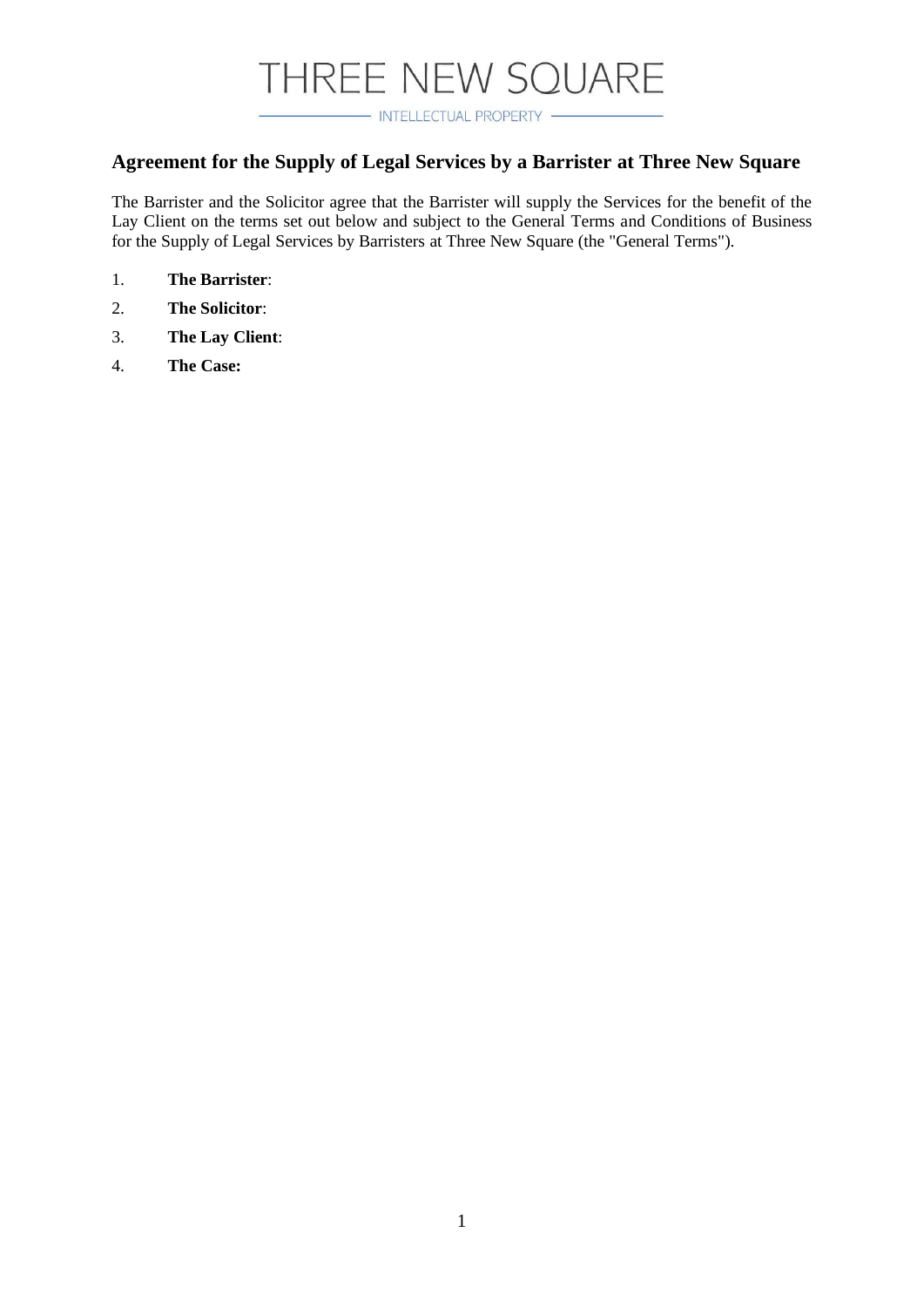THREE NEW SQUARE

INTELLECTUAL PROPERTY

## Agreement for the Supply of Legal Services by a Barrister at Three New Square

The Barrister and the Solicitor agree that the Barrister will supply the Services for the benefit of the Lay Client on the terms set out below and subject to the General Terms and Conditions of Business for the Supply of Legal Services by Barristers at Three New Square (the "General Terms").

1. **The Barrister**:
2. **The Solicitor**:
3. **The Lay Client**:
4. **The Case:**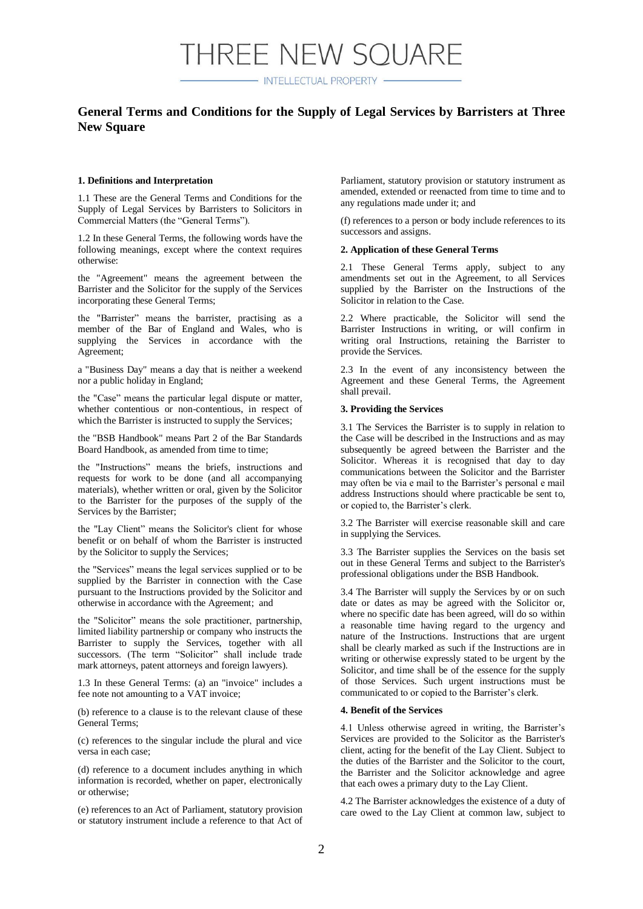# THREE NEW SQUARE

INTELLECTUAL PROPERTY

## General Terms and Conditions for the Supply of Legal Services by Barristers at Three New Square

**1. Definitions and Interpretation**

1.1 These are the General Terms and Conditions for the Supply of Legal Services by Barristers to Solicitors in Commercial Matters (the "General Terms").

1.2 In these General Terms, the following words have the following meanings, except where the context requires otherwise:

the "Agreement" means the agreement between the Barrister and the Solicitor for the supply of the Services incorporating these General Terms;

the "Barrister" means the barrister, practising as a member of the Bar of England and Wales, who is supplying the Services in accordance with the Agreement;

a "Business Day" means a day that is neither a weekend nor a public holiday in England;

the "Case" means the particular legal dispute or matter, whether contentious or non-contentious, in respect of which the Barrister is instructed to supply the Services;

the "BSB Handbook" means Part 2 of the Bar Standards Board Handbook, as amended from time to time;

the "Instructions" means the briefs, instructions and requests for work to be done (and all accompanying materials), whether written or oral, given by the Solicitor to the Barrister for the purposes of the supply of the Services by the Barrister;

the "Lay Client" means the Solicitor's client for whose benefit or on behalf of whom the Barrister is instructed by the Solicitor to supply the Services;

the "Services" means the legal services supplied or to be supplied by the Barrister in connection with the Case pursuant to the Instructions provided by the Solicitor and otherwise in accordance with the Agreement; and

the "Solicitor" means the sole practitioner, partnership, limited liability partnership or company who instructs the Barrister to supply the Services, together with all successors. (The term "Solicitor" shall include trade mark attorneys, patent attorneys and foreign lawyers).

1.3 In these General Terms: (a) an "invoice" includes a fee note not amounting to a VAT invoice;

(b) reference to a clause is to the relevant clause of these General Terms;

(c) references to the singular include the plural and vice versa in each case;

(d) reference to a document includes anything in which information is recorded, whether on paper, electronically or otherwise;

(e) references to an Act of Parliament, statutory provision or statutory instrument include a reference to that Act of Parliament, statutory provision or statutory instrument as amended, extended or reenacted from time to time and to any regulations made under it; and

(f) references to a person or body include references to its successors and assigns.

**2. Application of these General Terms**

2.1 These General Terms apply, subject to any amendments set out in the Agreement, to all Services supplied by the Barrister on the Instructions of the Solicitor in relation to the Case.

2.2 Where practicable, the Solicitor will send the Barrister Instructions in writing, or will confirm in writing oral Instructions, retaining the Barrister to provide the Services.

2.3 In the event of any inconsistency between the Agreement and these General Terms, the Agreement shall prevail.

**3. Providing the Services**

3.1 The Services the Barrister is to supply in relation to the Case will be described in the Instructions and as may subsequently be agreed between the Barrister and the Solicitor. Whereas it is recognised that day to day communications between the Solicitor and the Barrister may often be via e mail to the Barrister's personal e mail address Instructions should where practicable be sent to, or copied to, the Barrister's clerk.

3.2 The Barrister will exercise reasonable skill and care in supplying the Services.

3.3 The Barrister supplies the Services on the basis set out in these General Terms and subject to the Barrister's professional obligations under the BSB Handbook.

3.4 The Barrister will supply the Services by or on such date or dates as may be agreed with the Solicitor or, where no specific date has been agreed, will do so within a reasonable time having regard to the urgency and nature of the Instructions. Instructions that are urgent shall be clearly marked as such if the Instructions are in writing or otherwise expressly stated to be urgent by the Solicitor, and time shall be of the essence for the supply of those Services. Such urgent instructions must be communicated to or copied to the Barrister's clerk.

**4. Benefit of the Services**

4.1 Unless otherwise agreed in writing, the Barrister's Services are provided to the Solicitor as the Barrister's client, acting for the benefit of the Lay Client. Subject to the duties of the Barrister and the Solicitor to the court, the Barrister and the Solicitor acknowledge and agree that each owes a primary duty to the Lay Client.

4.2 The Barrister acknowledges the existence of a duty of care owed to the Lay Client at common law, subject to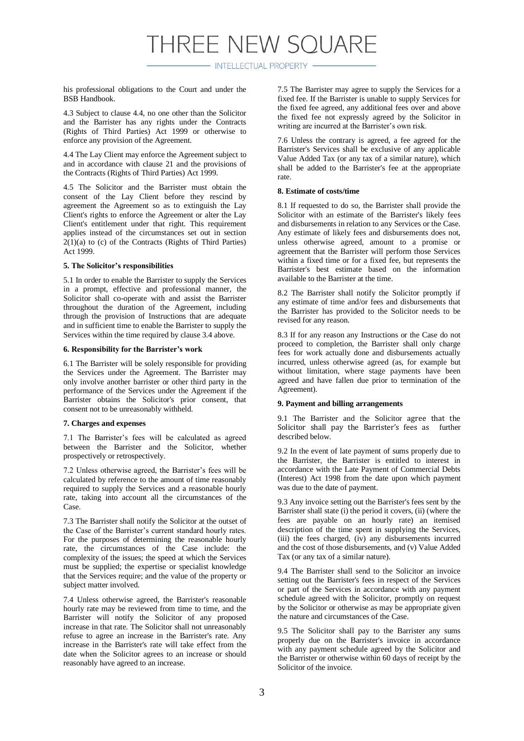his professional obligations to the Court and under the BSB Handbook.

4.3 Subject to clause 4.4, no one other than the Solicitor and the Barrister has any rights under the Contracts (Rights of Third Parties) Act 1999 or otherwise to enforce any provision of the Agreement.

4.4 The Lay Client may enforce the Agreement subject to and in accordance with clause 21 and the provisions of the Contracts (Rights of Third Parties) Act 1999.

4.5 The Solicitor and the Barrister must obtain the consent of the Lay Client before they rescind by agreement the Agreement so as to extinguish the Lay Client's rights to enforce the Agreement or alter the Lay Client's entitlement under that right. This requirement applies instead of the circumstances set out in section 2(1)(a) to (c) of the Contracts (Rights of Third Parties) Act 1999.

**5. The Solicitor's responsibilities**

5.1 In order to enable the Barrister to supply the Services in a prompt, effective and professional manner, the Solicitor shall co-operate with and assist the Barrister throughout the duration of the Agreement, including through the provision of Instructions that are adequate and in sufficient time to enable the Barrister to supply the Services within the time required by clause 3.4 above.

**6. Responsibility for the Barrister's work**

6.1 The Barrister will be solely responsible for providing the Services under the Agreement. The Barrister may only involve another barrister or other third party in the performance of the Services under the Agreement if the Barrister obtains the Solicitor's prior consent, that consent not to be unreasonably withheld.

**7. Charges and expenses**

7.1 The Barrister's fees will be calculated as agreed between the Barrister and the Solicitor, whether prospectively or retrospectively.

7.2 Unless otherwise agreed, the Barrister's fees will be calculated by reference to the amount of time reasonably required to supply the Services and a reasonable hourly rate, taking into account all the circumstances of the Case.

7.3 The Barrister shall notify the Solicitor at the outset of the Case of the Barrister's current standard hourly rates. For the purposes of determining the reasonable hourly rate, the circumstances of the Case include: the complexity of the issues; the speed at which the Services must be supplied; the expertise or specialist knowledge that the Services require; and the value of the property or subject matter involved.

7.4 Unless otherwise agreed, the Barrister's reasonable hourly rate may be reviewed from time to time, and the Barrister will notify the Solicitor of any proposed increase in that rate. The Solicitor shall not unreasonably refuse to agree an increase in the Barrister's rate. Any increase in the Barrister's rate will take effect from the date when the Solicitor agrees to an increase or should reasonably have agreed to an increase.

7.5 The Barrister may agree to supply the Services for a fixed fee. If the Barrister is unable to supply Services for the fixed fee agreed, any additional fees over and above the fixed fee not expressly agreed by the Solicitor in writing are incurred at the Barrister's own risk.

7.6 Unless the contrary is agreed, a fee agreed for the Barrister's Services shall be exclusive of any applicable Value Added Tax (or any tax of a similar nature), which shall be added to the Barrister's fee at the appropriate rate.

**8. Estimate of costs/time**

8.1 If requested to do so, the Barrister shall provide the Solicitor with an estimate of the Barrister's likely fees and disbursements in relation to any Services or the Case. Any estimate of likely fees and disbursements does not, unless otherwise agreed, amount to a promise or agreement that the Barrister will perform those Services within a fixed time or for a fixed fee, but represents the Barrister's best estimate based on the information available to the Barrister at the time.

8.2 The Barrister shall notify the Solicitor promptly if any estimate of time and/or fees and disbursements that the Barrister has provided to the Solicitor needs to be revised for any reason.

8.3 If for any reason any Instructions or the Case do not proceed to completion, the Barrister shall only charge fees for work actually done and disbursements actually incurred, unless otherwise agreed (as, for example but without limitation, where stage payments have been agreed and have fallen due prior to termination of the Agreement).

**9. Payment and billing arrangements**

9.1 The Barrister and the Solicitor agree that the Solicitor shall pay the Barrister's fees as further described below.

9.2 In the event of late payment of sums properly due to the Barrister, the Barrister is entitled to interest in accordance with the Late Payment of Commercial Debts (Interest) Act 1998 from the date upon which payment was due to the date of payment.

9.3 Any invoice setting out the Barrister's fees sent by the Barrister shall state (i) the period it covers, (ii) (where the fees are payable on an hourly rate) an itemised description of the time spent in supplying the Services, (iii) the fees charged, (iv) any disbursements incurred and the cost of those disbursements, and (v) Value Added Tax (or any tax of a similar nature).

9.4 The Barrister shall send to the Solicitor an invoice setting out the Barrister's fees in respect of the Services or part of the Services in accordance with any payment schedule agreed with the Solicitor, promptly on request by the Solicitor or otherwise as may be appropriate given the nature and circumstances of the Case.

9.5 The Solicitor shall pay to the Barrister any sums properly due on the Barrister's invoice in accordance with any payment schedule agreed by the Solicitor and the Barrister or otherwise within 60 days of receipt by the Solicitor of the invoice.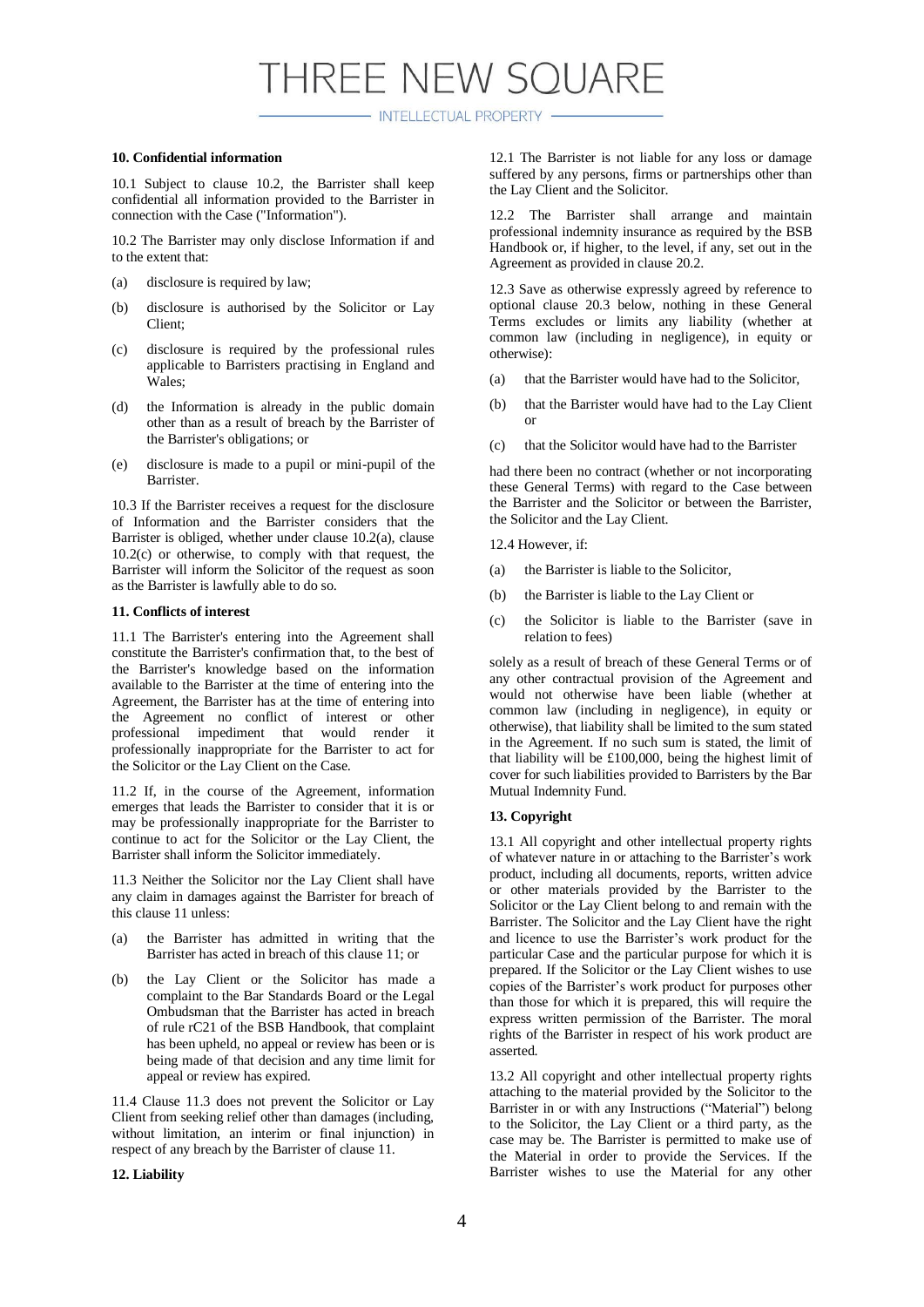**10. Confidential information**

10.1 Subject to clause 10.2, the Barrister shall keep confidential all information provided to the Barrister in connection with the Case ("Information").

10.2 The Barrister may only disclose Information if and to the extent that:

(a) disclosure is required by law;

(b) disclosure is authorised by the Solicitor or Lay Client;

(c) disclosure is required by the professional rules applicable to Barristers practising in England and Wales;

(d) the Information is already in the public domain other than as a result of breach by the Barrister of the Barrister's obligations; or

(e) disclosure is made to a pupil or mini-pupil of the Barrister.

10.3 If the Barrister receives a request for the disclosure of Information and the Barrister considers that the Barrister is obliged, whether under clause 10.2(a), clause 10.2(c) or otherwise, to comply with that request, the Barrister will inform the Solicitor of the request as soon as the Barrister is lawfully able to do so.

**11. Conflicts of interest**

11.1 The Barrister's entering into the Agreement shall constitute the Barrister's confirmation that, to the best of the Barrister's knowledge based on the information available to the Barrister at the time of entering into the Agreement, the Barrister has at the time of entering into the Agreement no conflict of interest or other professional impediment that would render it professionally inappropriate for the Barrister to act for the Solicitor or the Lay Client on the Case.

11.2 If, in the course of the Agreement, information emerges that leads the Barrister to consider that it is or may be professionally inappropriate for the Barrister to continue to act for the Solicitor or the Lay Client, the Barrister shall inform the Solicitor immediately.

11.3 Neither the Solicitor nor the Lay Client shall have any claim in damages against the Barrister for breach of this clause 11 unless:

(a) the Barrister has admitted in writing that the Barrister has acted in breach of this clause 11; or

(b) the Lay Client or the Solicitor has made a complaint to the Bar Standards Board or the Legal Ombudsman that the Barrister has acted in breach of rule rC21 of the BSB Handbook, that complaint has been upheld, no appeal or review has been or is being made of that decision and any time limit for appeal or review has expired.

11.4 Clause 11.3 does not prevent the Solicitor or Lay Client from seeking relief other than damages (including, without limitation, an interim or final injunction) in respect of any breach by the Barrister of clause 11.

**12. Liability**

12.1 The Barrister is not liable for any loss or damage suffered by any persons, firms or partnerships other than the Lay Client and the Solicitor.

12.2 The Barrister shall arrange and maintain professional indemnity insurance as required by the BSB Handbook or, if higher, to the level, if any, set out in the Agreement as provided in clause 20.2.

12.3 Save as otherwise expressly agreed by reference to optional clause 20.3 below, nothing in these General Terms excludes or limits any liability (whether at common law (including in negligence), in equity or otherwise):

(a) that the Barrister would have had to the Solicitor,

(b) that the Barrister would have had to the Lay Client or

(c) that the Solicitor would have had to the Barrister

had there been no contract (whether or not incorporating these General Terms) with regard to the Case between the Barrister and the Solicitor or between the Barrister, the Solicitor and the Lay Client.

12.4 However, if:

(a) the Barrister is liable to the Solicitor,

(b) the Barrister is liable to the Lay Client or

(c) the Solicitor is liable to the Barrister (save in relation to fees)

solely as a result of breach of these General Terms or of any other contractual provision of the Agreement and would not otherwise have been liable (whether at common law (including in negligence), in equity or otherwise), that liability shall be limited to the sum stated in the Agreement. If no such sum is stated, the limit of that liability will be £100,000, being the highest limit of cover for such liabilities provided to Barristers by the Bar Mutual Indemnity Fund.

**13. Copyright**

13.1 All copyright and other intellectual property rights of whatever nature in or attaching to the Barrister's work product, including all documents, reports, written advice or other materials provided by the Barrister to the Solicitor or the Lay Client belong to and remain with the Barrister. The Solicitor and the Lay Client have the right and licence to use the Barrister's work product for the particular Case and the particular purpose for which it is prepared. If the Solicitor or the Lay Client wishes to use copies of the Barrister's work product for purposes other than those for which it is prepared, this will require the express written permission of the Barrister. The moral rights of the Barrister in respect of his work product are asserted.

13.2 All copyright and other intellectual property rights attaching to the material provided by the Solicitor to the Barrister in or with any Instructions ("Material") belong to the Solicitor, the Lay Client or a third party, as the case may be. The Barrister is permitted to make use of the Material in order to provide the Services. If the Barrister wishes to use the Material for any other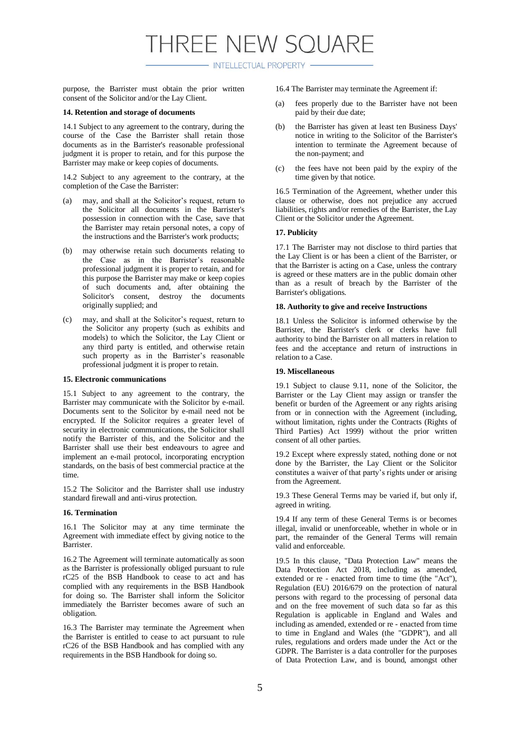purpose, the Barrister must obtain the prior written consent of the Solicitor and/or the Lay Client.

**14. Retention and storage of documents**

14.1 Subject to any agreement to the contrary, during the course of the Case the Barrister shall retain those documents as in the Barrister's reasonable professional judgment it is proper to retain, and for this purpose the Barrister may make or keep copies of documents.

14.2 Subject to any agreement to the contrary, at the completion of the Case the Barrister:

(a) may, and shall at the Solicitor's request, return to the Solicitor all documents in the Barrister's possession in connection with the Case, save that the Barrister may retain personal notes, a copy of the instructions and the Barrister's work products;

(b) may otherwise retain such documents relating to the Case as in the Barrister's reasonable professional judgment it is proper to retain, and for this purpose the Barrister may make or keep copies of such documents and, after obtaining the Solicitor's consent, destroy the documents originally supplied; and

(c) may, and shall at the Solicitor's request, return to the Solicitor any property (such as exhibits and models) to which the Solicitor, the Lay Client or any third party is entitled, and otherwise retain such property as in the Barrister's reasonable professional judgment it is proper to retain.

**15. Electronic communications**

15.1 Subject to any agreement to the contrary, the Barrister may communicate with the Solicitor by e-mail. Documents sent to the Solicitor by e-mail need not be encrypted. If the Solicitor requires a greater level of security in electronic communications, the Solicitor shall notify the Barrister of this, and the Solicitor and the Barrister shall use their best endeavours to agree and implement an e-mail protocol, incorporating encryption standards, on the basis of best commercial practice at the time.

15.2 The Solicitor and the Barrister shall use industry standard firewall and anti-virus protection.

**16. Termination**

16.1 The Solicitor may at any time terminate the Agreement with immediate effect by giving notice to the Barrister.

16.2 The Agreement will terminate automatically as soon as the Barrister is professionally obliged pursuant to rule rC25 of the BSB Handbook to cease to act and has complied with any requirements in the BSB Handbook for doing so. The Barrister shall inform the Solicitor immediately the Barrister becomes aware of such an obligation.

16.3 The Barrister may terminate the Agreement when the Barrister is entitled to cease to act pursuant to rule rC26 of the BSB Handbook and has complied with any requirements in the BSB Handbook for doing so.

16.4 The Barrister may terminate the Agreement if:

(a) fees properly due to the Barrister have not been paid by their due date;

(b) the Barrister has given at least ten Business Days' notice in writing to the Solicitor of the Barrister's intention to terminate the Agreement because of the non-payment; and

(c) the fees have not been paid by the expiry of the time given by that notice.

16.5 Termination of the Agreement, whether under this clause or otherwise, does not prejudice any accrued liabilities, rights and/or remedies of the Barrister, the Lay Client or the Solicitor under the Agreement.

**17. Publicity**

17.1 The Barrister may not disclose to third parties that the Lay Client is or has been a client of the Barrister, or that the Barrister is acting on a Case, unless the contrary is agreed or these matters are in the public domain other than as a result of breach by the Barrister of the Barrister's obligations.

**18. Authority to give and receive Instructions**

18.1 Unless the Solicitor is informed otherwise by the Barrister, the Barrister's clerk or clerks have full authority to bind the Barrister on all matters in relation to fees and the acceptance and return of instructions in relation to a Case.

**19. Miscellaneous**

19.1 Subject to clause 9.11, none of the Solicitor, the Barrister or the Lay Client may assign or transfer the benefit or burden of the Agreement or any rights arising from or in connection with the Agreement (including, without limitation, rights under the Contracts (Rights of Third Parties) Act 1999) without the prior written consent of all other parties.

19.2 Except where expressly stated, nothing done or not done by the Barrister, the Lay Client or the Solicitor constitutes a waiver of that party's rights under or arising from the Agreement.

19.3 These General Terms may be varied if, but only if, agreed in writing.

19.4 If any term of these General Terms is or becomes illegal, invalid or unenforceable, whether in whole or in part, the remainder of the General Terms will remain valid and enforceable.

19.5 In this clause, "Data Protection Law" means the Data Protection Act 2018, including as amended, extended or re - enacted from time to time (the "Act"), Regulation (EU) 2016/679 on the protection of natural persons with regard to the processing of personal data and on the free movement of such data so far as this Regulation is applicable in England and Wales and including as amended, extended or re - enacted from time to time in England and Wales (the "GDPR"), and all rules, regulations and orders made under the Act or the GDPR. The Barrister is a data controller for the purposes of Data Protection Law, and is bound, amongst other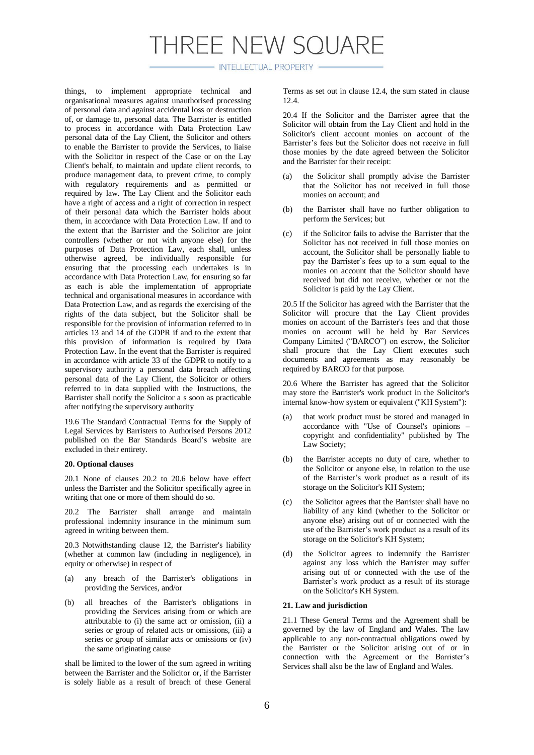things, to implement appropriate technical and organisational measures against unauthorised processing of personal data and against accidental loss or destruction of, or damage to, personal data. The Barrister is entitled to process in accordance with Data Protection Law personal data of the Lay Client, the Solicitor and others to enable the Barrister to provide the Services, to liaise with the Solicitor in respect of the Case or on the Lay Client's behalf, to maintain and update client records, to produce management data, to prevent crime, to comply with regulatory requirements and as permitted or required by law. The Lay Client and the Solicitor each have a right of access and a right of correction in respect of their personal data which the Barrister holds about them, in accordance with Data Protection Law. If and to the extent that the Barrister and the Solicitor are joint controllers (whether or not with anyone else) for the purposes of Data Protection Law, each shall, unless otherwise agreed, be individually responsible for ensuring that the processing each undertakes is in accordance with Data Protection Law, for ensuring so far as each is able the implementation of appropriate technical and organisational measures in accordance with Data Protection Law, and as regards the exercising of the rights of the data subject, but the Solicitor shall be responsible for the provision of information referred to in articles 13 and 14 of the GDPR if and to the extent that this provision of information is required by Data Protection Law. In the event that the Barrister is required in accordance with article 33 of the GDPR to notify to a supervisory authority a personal data breach affecting personal data of the Lay Client, the Solicitor or others referred to in data supplied with the Instructions, the Barrister shall notify the Solicitor a s soon as practicable after notifying the supervisory authority

19.6 The Standard Contractual Terms for the Supply of Legal Services by Barristers to Authorised Persons 2012 published on the Bar Standards Board's website are excluded in their entirety.

**20. Optional clauses**

20.1 None of clauses 20.2 to 20.6 below have effect unless the Barrister and the Solicitor specifically agree in writing that one or more of them should do so.

20.2 The Barrister shall arrange and maintain professional indemnity insurance in the minimum sum agreed in writing between them.

20.3 Notwithstanding clause 12, the Barrister's liability (whether at common law (including in negligence), in equity or otherwise) in respect of

(a) any breach of the Barrister's obligations in providing the Services, and/or

(b) all breaches of the Barrister's obligations in providing the Services arising from or which are attributable to (i) the same act or omission, (ii) a series or group of related acts or omissions, (iii) a series or group of similar acts or omissions or (iv) the same originating cause

shall be limited to the lower of the sum agreed in writing between the Barrister and the Solicitor or, if the Barrister is solely liable as a result of breach of these General Terms as set out in clause 12.4, the sum stated in clause 12.4.

20.4 If the Solicitor and the Barrister agree that the Solicitor will obtain from the Lay Client and hold in the Solicitor's client account monies on account of the Barrister's fees but the Solicitor does not receive in full those monies by the date agreed between the Solicitor and the Barrister for their receipt:

(a) the Solicitor shall promptly advise the Barrister that the Solicitor has not received in full those monies on account; and

(b) the Barrister shall have no further obligation to perform the Services; but

(c) if the Solicitor fails to advise the Barrister that the Solicitor has not received in full those monies on account, the Solicitor shall be personally liable to pay the Barrister's fees up to a sum equal to the monies on account that the Solicitor should have received but did not receive, whether or not the Solicitor is paid by the Lay Client.

20.5 If the Solicitor has agreed with the Barrister that the Solicitor will procure that the Lay Client provides monies on account of the Barrister's fees and that those monies on account will be held by Bar Services Company Limited ("BARCO") on escrow, the Solicitor shall procure that the Lay Client executes such documents and agreements as may reasonably be required by BARCO for that purpose.

20.6 Where the Barrister has agreed that the Solicitor may store the Barrister's work product in the Solicitor's internal know-how system or equivalent ("KH System"):

(a) that work product must be stored and managed in accordance with "Use of Counsel's opinions – copyright and confidentiality" published by The Law Society;

(b) the Barrister accepts no duty of care, whether to the Solicitor or anyone else, in relation to the use of the Barrister's work product as a result of its storage on the Solicitor's KH System;

(c) the Solicitor agrees that the Barrister shall have no liability of any kind (whether to the Solicitor or anyone else) arising out of or connected with the use of the Barrister's work product as a result of its storage on the Solicitor's KH System;

(d) the Solicitor agrees to indemnify the Barrister against any loss which the Barrister may suffer arising out of or connected with the use of the Barrister's work product as a result of its storage on the Solicitor's KH System.

**21. Law and jurisdiction**

21.1 These General Terms and the Agreement shall be governed by the law of England and Wales. The law applicable to any non-contractual obligations owed by the Barrister or the Solicitor arising out of or in connection with the Agreement or the Barrister's Services shall also be the law of England and Wales.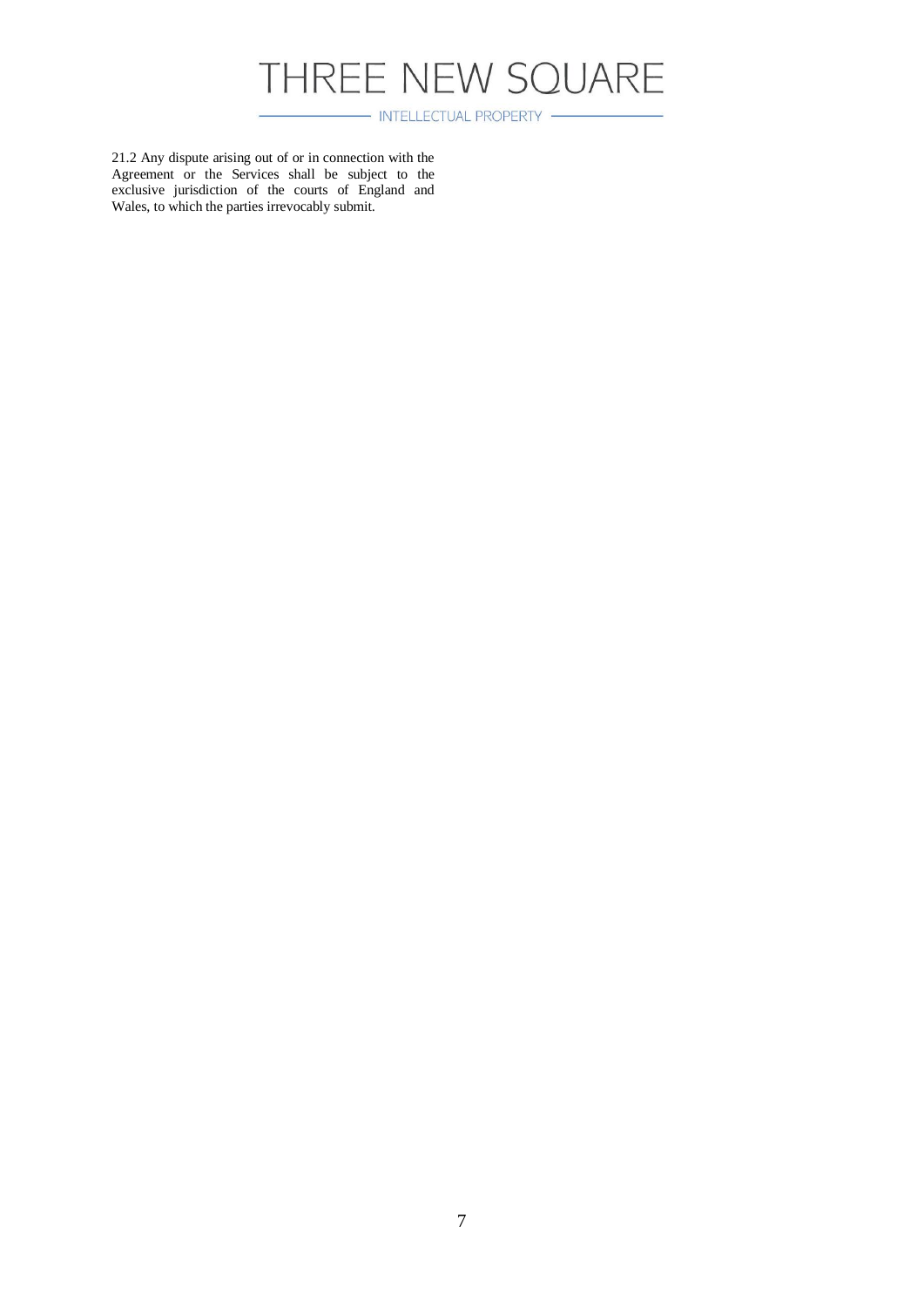21.2 Any dispute arising out of or in connection with the Agreement or the Services shall be subject to the exclusive jurisdiction of the courts of England and Wales, to which the parties irrevocably submit.